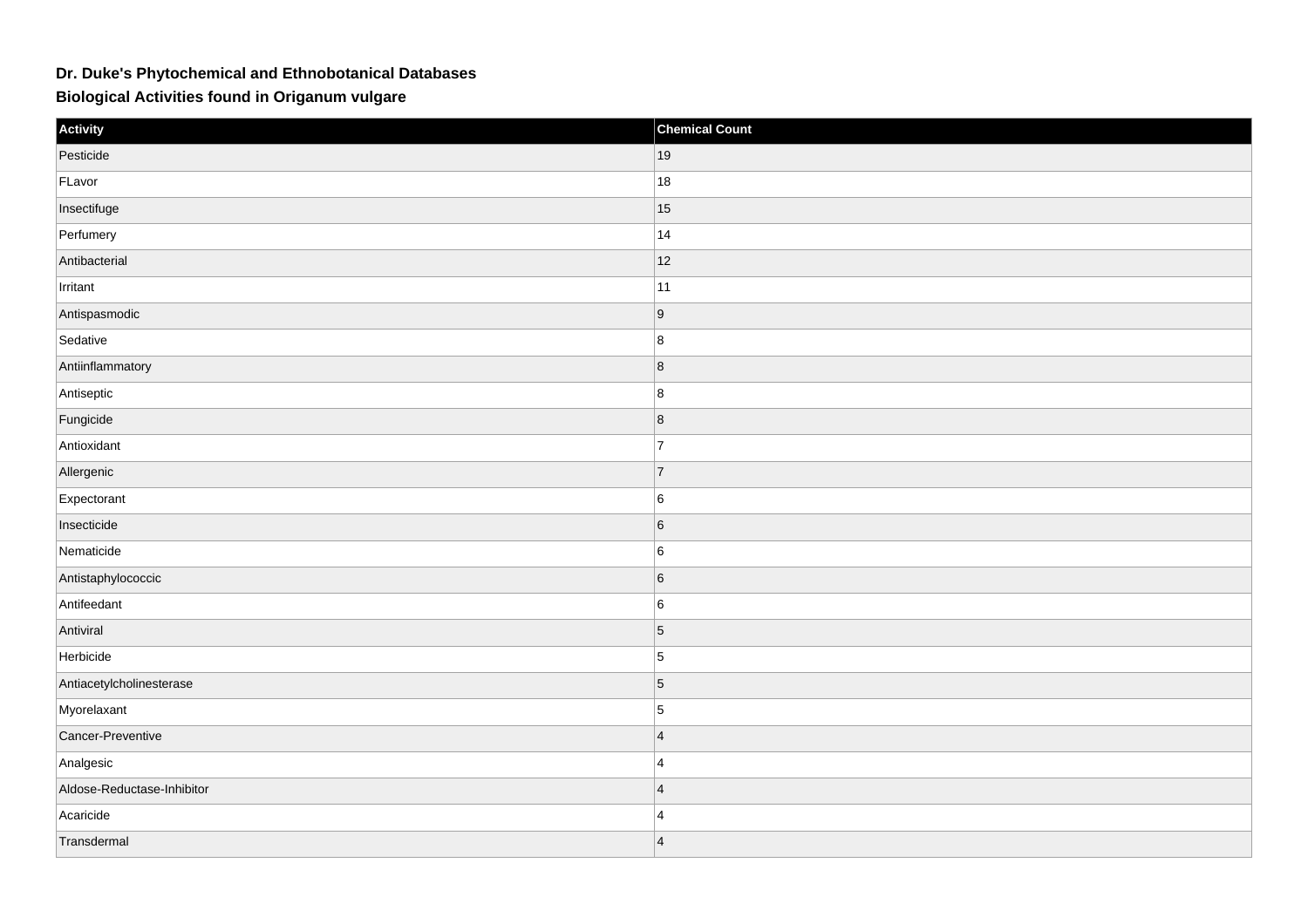# Dr. Duke's Phytochemical and Ethnobotanical Databases

## Biological Activities found in Origanum vulgare

| Activity | Chemical Count |
|---|---|
| Pesticide | 19 |
| FLavor | 18 |
| Insectifuge | 15 |
| Perfumery | 14 |
| Antibacterial | 12 |
| Irritant | 11 |
| Antispasmodic | 9 |
| Sedative | 8 |
| Antiinflammatory | 8 |
| Antiseptic | 8 |
| Fungicide | 8 |
| Antioxidant | 7 |
| Allergenic | 7 |
| Expectorant | 6 |
| Insecticide | 6 |
| Nematicide | 6 |
| Antistaphylococcic | 6 |
| Antifeedant | 6 |
| Antiviral | 5 |
| Herbicide | 5 |
| Antiacetylcholinesterase | 5 |
| Myorelaxant | 5 |
| Cancer-Preventive | 4 |
| Analgesic | 4 |
| Aldose-Reductase-Inhibitor | 4 |
| Acaricide | 4 |
| Transdermal | 4 |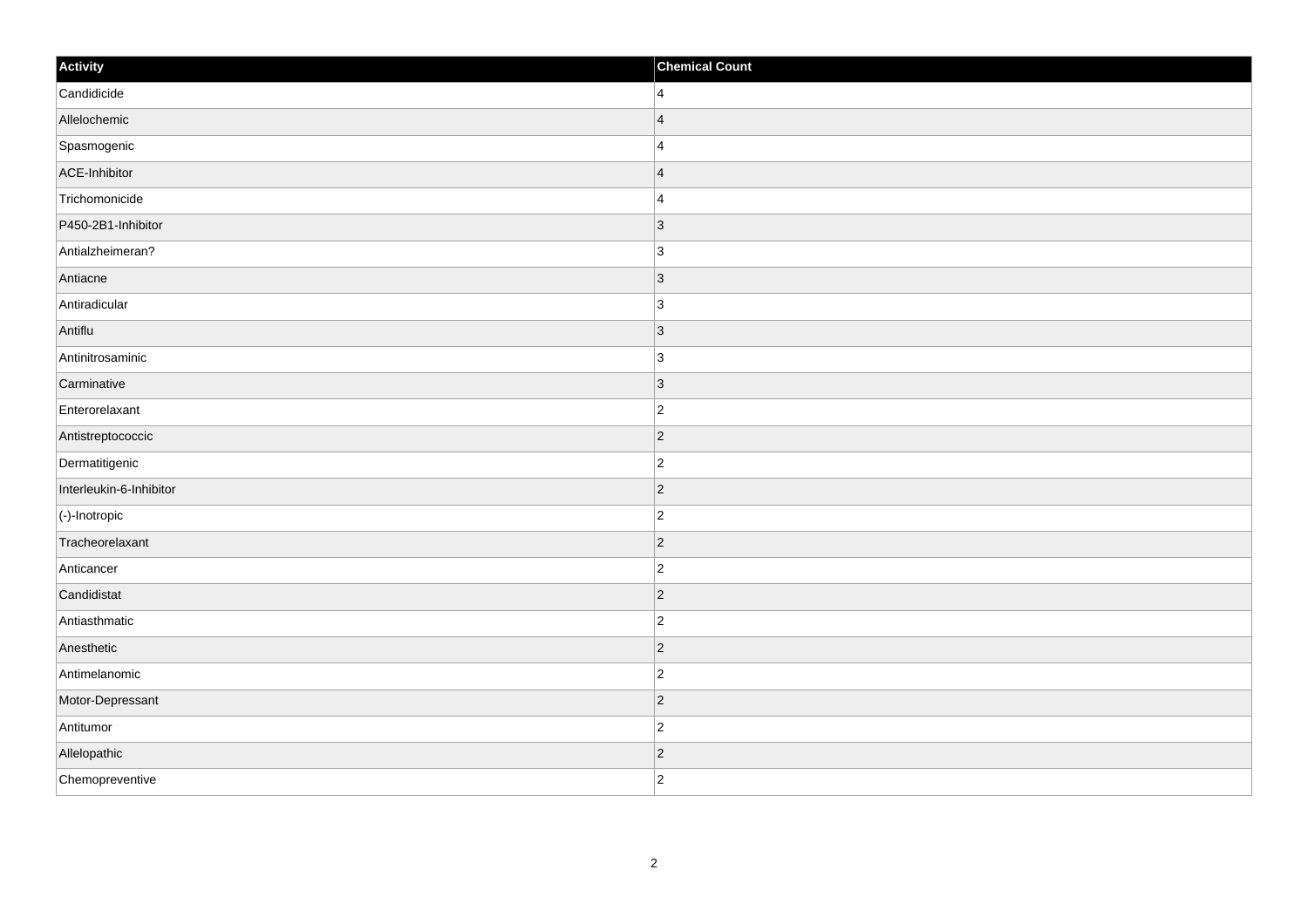| Activity | Chemical Count |
| --- | --- |
| Candidicide | 4 |
| Allelochemic | 4 |
| Spasmogenic | 4 |
| ACE-Inhibitor | 4 |
| Trichomonicide | 4 |
| P450-2B1-Inhibitor | 3 |
| Antialzheimeran? | 3 |
| Antiacne | 3 |
| Antiradicular | 3 |
| Antiflu | 3 |
| Antinitrosaminic | 3 |
| Carminative | 3 |
| Enterorelaxant | 2 |
| Antistreptococcic | 2 |
| Dermatitigenic | 2 |
| Interleukin-6-Inhibitor | 2 |
| (-)-Inotropic | 2 |
| Tracheorelaxant | 2 |
| Anticancer | 2 |
| Candidistat | 2 |
| Antiasthmatic | 2 |
| Anesthetic | 2 |
| Antimelanomic | 2 |
| Motor-Depressant | 2 |
| Antitumor | 2 |
| Allelopathic | 2 |
| Chemopreventive | 2 |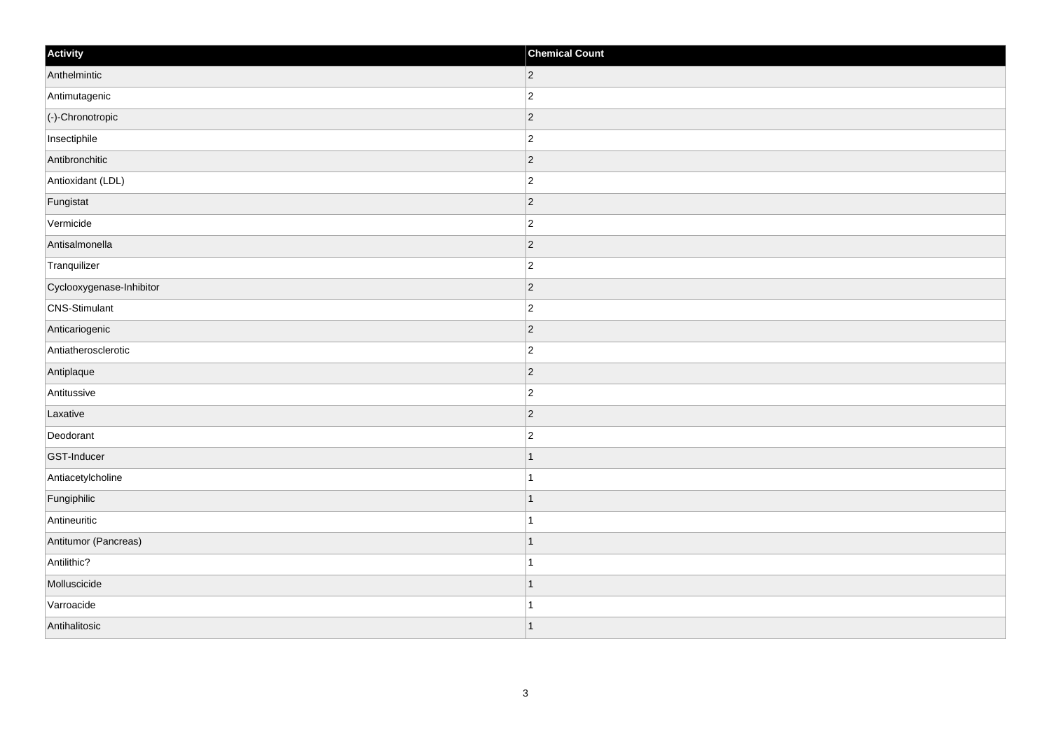| Activity | Chemical Count |
| --- | --- |
| Anthelmintic | 2 |
| Antimutagenic | 2 |
| (-)-Chronotropic | 2 |
| Insectiphile | 2 |
| Antibronchitic | 2 |
| Antioxidant (LDL) | 2 |
| Fungistat | 2 |
| Vermicide | 2 |
| Antisalmonella | 2 |
| Tranquilizer | 2 |
| Cyclooxygenase-Inhibitor | 2 |
| CNS-Stimulant | 2 |
| Anticariogenic | 2 |
| Antiatherosclerotic | 2 |
| Antiplaque | 2 |
| Antitussive | 2 |
| Laxative | 2 |
| Deodorant | 2 |
| GST-Inducer | 1 |
| Antiacetylcholine | 1 |
| Fungiphilic | 1 |
| Antineuritic | 1 |
| Antitumor (Pancreas) | 1 |
| Antilithic? | 1 |
| Molluscicide | 1 |
| Varroacide | 1 |
| Antihalitosic | 1 |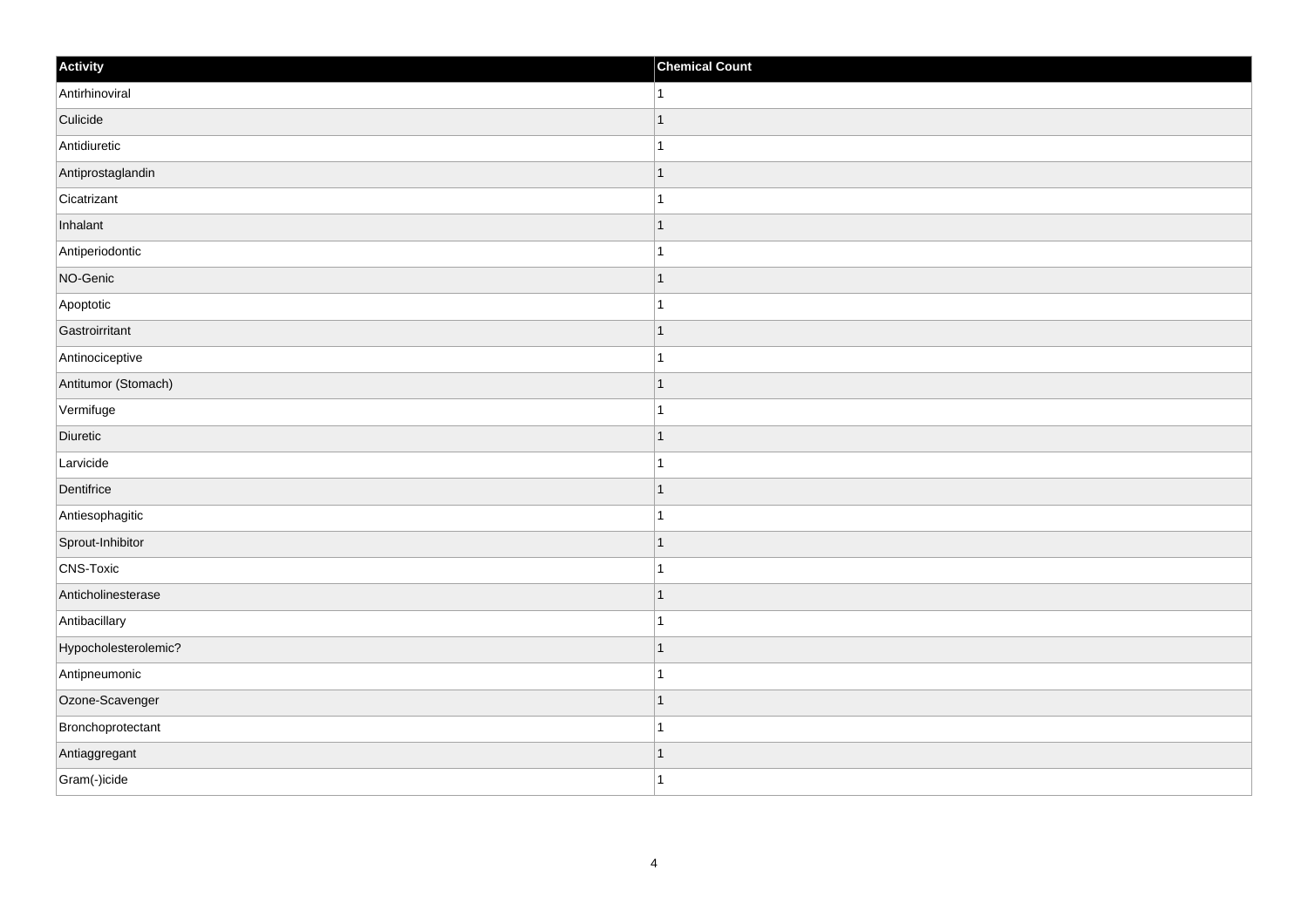| Activity | Chemical Count |
| --- | --- |
| Antirhinoviral | 1 |
| Culicide | 1 |
| Antidiuretic | 1 |
| Antiprostaglandin | 1 |
| Cicatrizant | 1 |
| Inhalant | 1 |
| Antiperiodontic | 1 |
| NO-Genic | 1 |
| Apoptotic | 1 |
| Gastroirritant | 1 |
| Antinociceptive | 1 |
| Antitumor (Stomach) | 1 |
| Vermifuge | 1 |
| Diuretic | 1 |
| Larvicide | 1 |
| Dentifrice | 1 |
| Antiesophagitic | 1 |
| Sprout-Inhibitor | 1 |
| CNS-Toxic | 1 |
| Anticholinesterase | 1 |
| Antibacillary | 1 |
| Hypocholesterolemic? | 1 |
| Antipneumonic | 1 |
| Ozone-Scavenger | 1 |
| Bronchoprotectant | 1 |
| Antiaggregant | 1 |
| Gram(-)icide | 1 |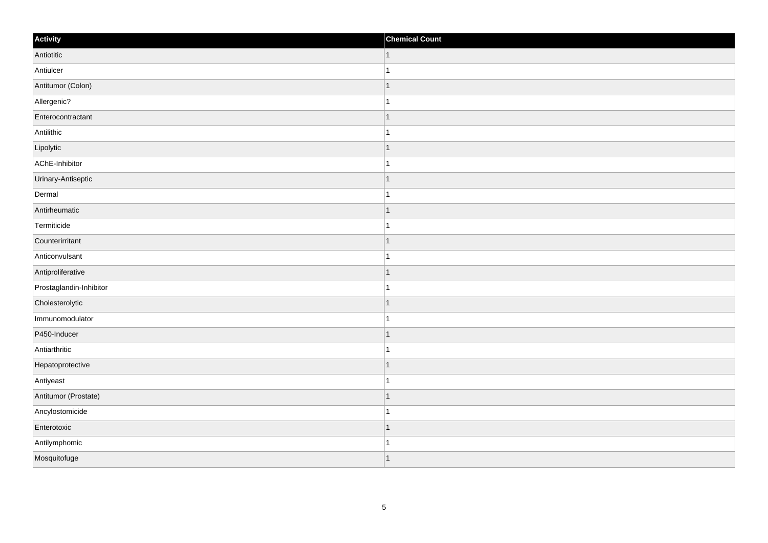| Activity | Chemical Count |
| --- | --- |
| Antiotitic | 1 |
| Antiulcer | 1 |
| Antitumor (Colon) | 1 |
| Allergenic? | 1 |
| Enterocontractant | 1 |
| Antilithic | 1 |
| Lipolytic | 1 |
| AChE-Inhibitor | 1 |
| Urinary-Antiseptic | 1 |
| Dermal | 1 |
| Antirheumatic | 1 |
| Termiticide | 1 |
| Counterirritant | 1 |
| Anticonvulsant | 1 |
| Antiproliferative | 1 |
| Prostaglandin-Inhibitor | 1 |
| Cholesterolytic | 1 |
| Immunomodulator | 1 |
| P450-Inducer | 1 |
| Antiarthritic | 1 |
| Hepatoprotective | 1 |
| Antiyeast | 1 |
| Antitumor (Prostate) | 1 |
| Ancylostomicide | 1 |
| Enterotoxic | 1 |
| Antilymphomic | 1 |
| Mosquitofuge | 1 |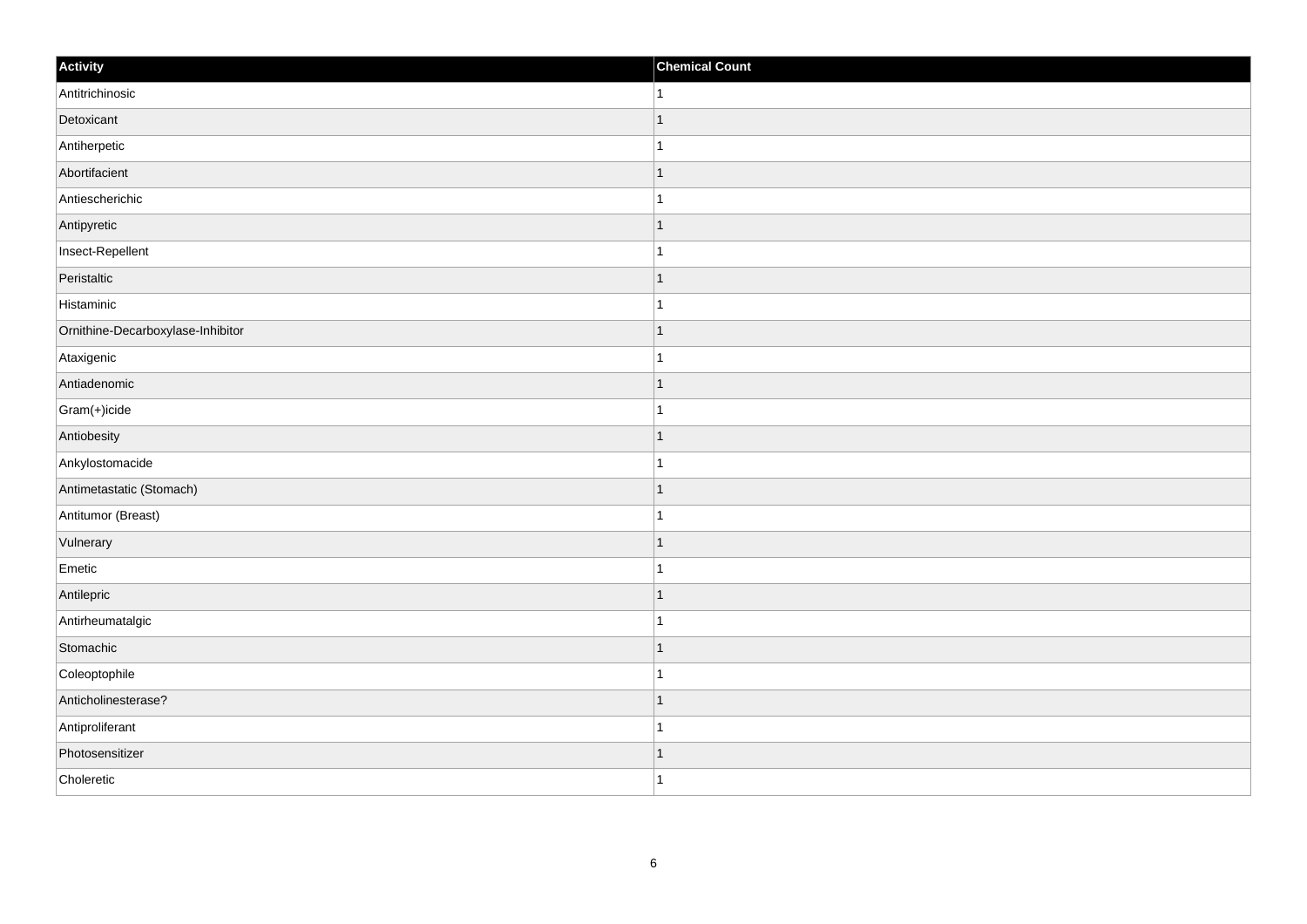| Activity | Chemical Count |
| --- | --- |
| Antitrichinosic | 1 |
| Detoxicant | 1 |
| Antiherpetic | 1 |
| Abortifacient | 1 |
| Antiescherichic | 1 |
| Antipyretic | 1 |
| Insect-Repellent | 1 |
| Peristaltic | 1 |
| Histaminic | 1 |
| Ornithine-Decarboxylase-Inhibitor | 1 |
| Ataxigenic | 1 |
| Antiadenomic | 1 |
| Gram(+)icide | 1 |
| Antiobesity | 1 |
| Ankylostomacide | 1 |
| Antimetastatic (Stomach) | 1 |
| Antitumor (Breast) | 1 |
| Vulnerary | 1 |
| Emetic | 1 |
| Antilepric | 1 |
| Antirheumatalgic | 1 |
| Stomachic | 1 |
| Coleoptophile | 1 |
| Anticholinesterase? | 1 |
| Antiproliferant | 1 |
| Photosensitizer | 1 |
| Choleretic | 1 |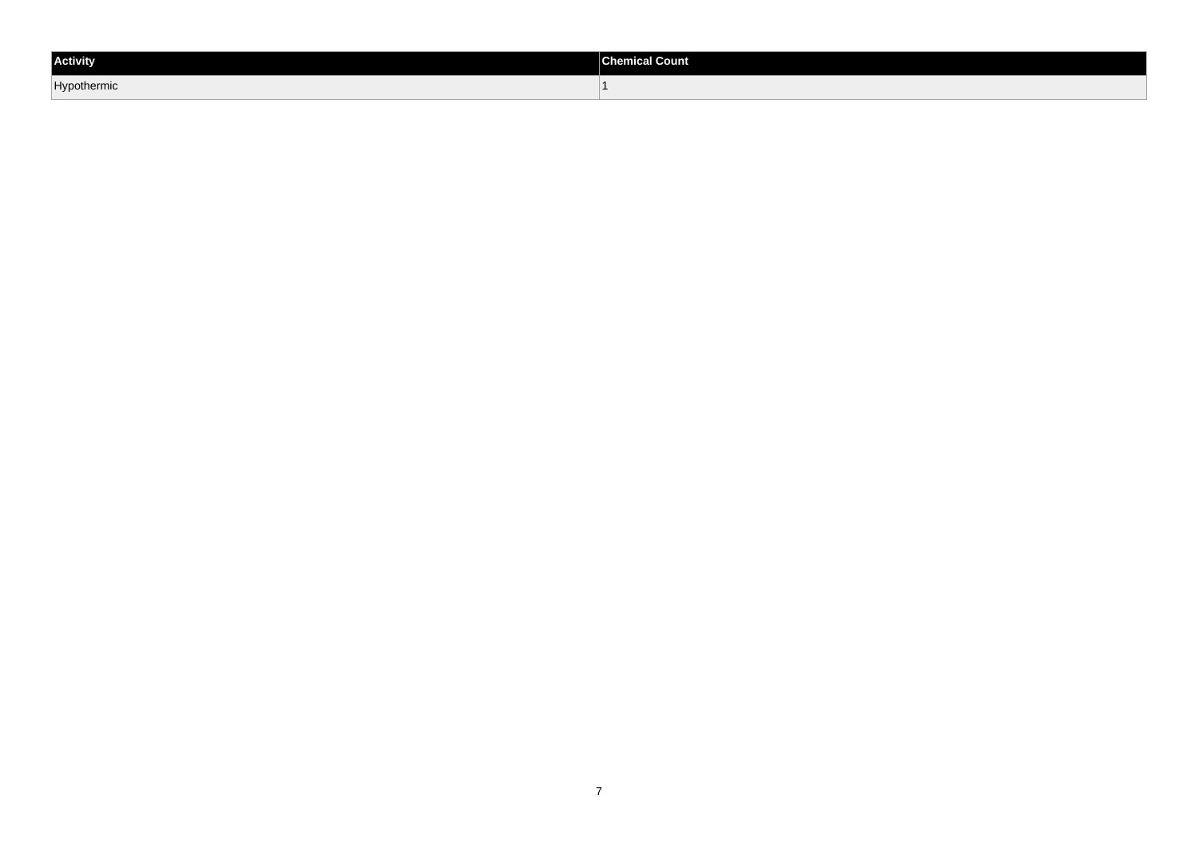| Activity | Chemical Count |
| --- | --- |
| Hypothermic | 1 |